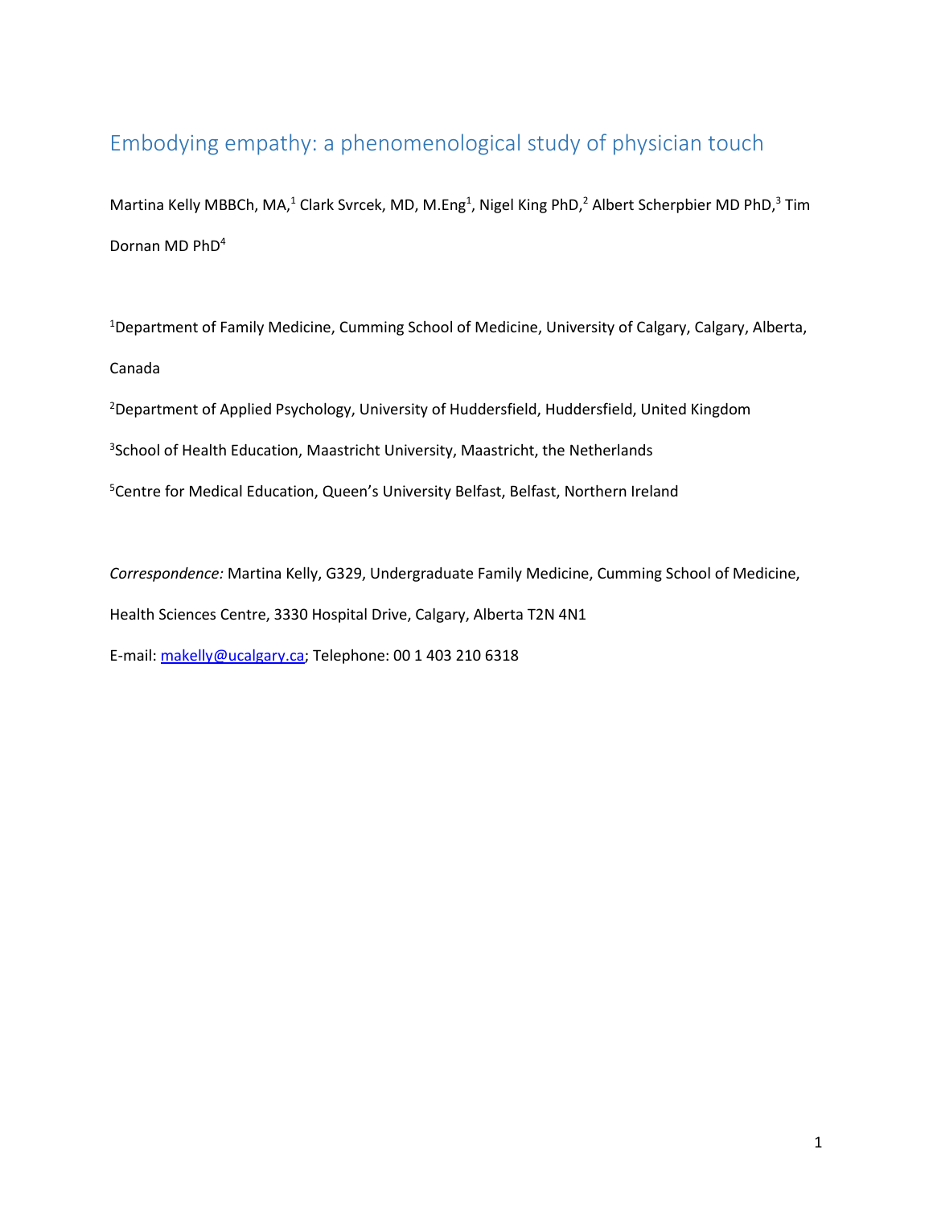# Embodying empathy: a phenomenological study of physician touch

Martina Kelly MBBCh, MA,[1] Clark Svrcek, MD, M.Eng[1], Nigel King PhD,[2] Albert Scherpbier MD PhD,[3] Tim Dornan MD PhD[4]

[1]Department of Family Medicine, Cumming School of Medicine, University of Calgary, Calgary, Alberta, Canada

[2]Department of Applied Psychology, University of Huddersfield, Huddersfield, United Kingdom

[3]School of Health Education, Maastricht University, Maastricht, the Netherlands

[5]Centre for Medical Education, Queen's University Belfast, Belfast, Northern Ireland

*Correspondence:* Martina Kelly, G329, Undergraduate Family Medicine, Cumming School of Medicine, Health Sciences Centre, 3330 Hospital Drive, Calgary, Alberta T2N 4N1

E-mail: makelly@ucalgary.ca; Telephone: 00 1 403 210 6318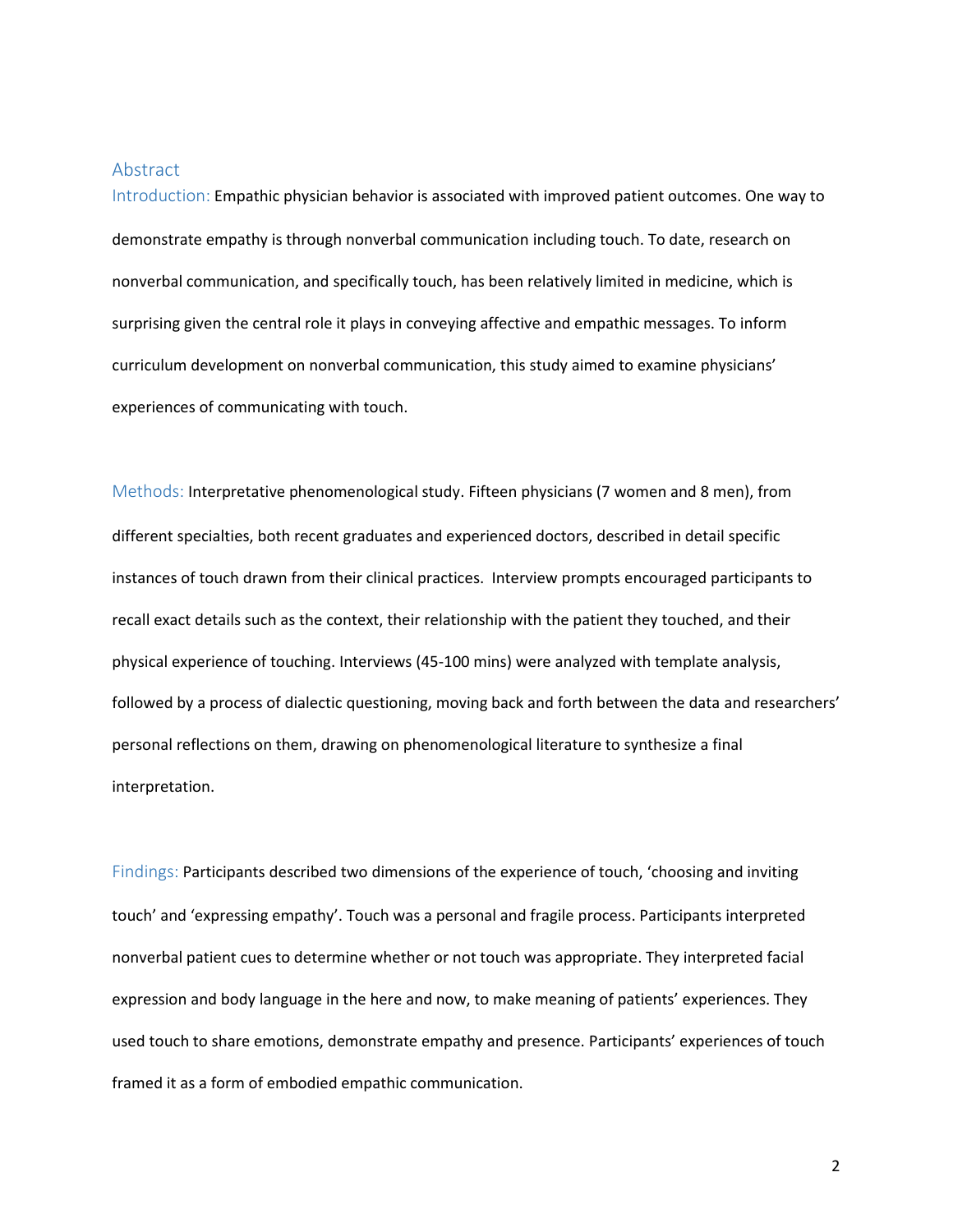## Abstract

Introduction: Empathic physician behavior is associated with improved patient outcomes. One way to demonstrate empathy is through nonverbal communication including touch. To date, research on nonverbal communication, and specifically touch, has been relatively limited in medicine, which is surprising given the central role it plays in conveying affective and empathic messages. To inform curriculum development on nonverbal communication, this study aimed to examine physicians' experiences of communicating with touch.

Methods: Interpretative phenomenological study. Fifteen physicians (7 women and 8 men), from different specialties, both recent graduates and experienced doctors, described in detail specific instances of touch drawn from their clinical practices. Interview prompts encouraged participants to recall exact details such as the context, their relationship with the patient they touched, and their physical experience of touching. Interviews (45-100 mins) were analyzed with template analysis, followed by a process of dialectic questioning, moving back and forth between the data and researchers' personal reflections on them, drawing on phenomenological literature to synthesize a final interpretation.

Findings: Participants described two dimensions of the experience of touch, 'choosing and inviting touch' and 'expressing empathy'. Touch was a personal and fragile process. Participants interpreted nonverbal patient cues to determine whether or not touch was appropriate. They interpreted facial expression and body language in the here and now, to make meaning of patients' experiences. They used touch to share emotions, demonstrate empathy and presence. Participants' experiences of touch framed it as a form of embodied empathic communication.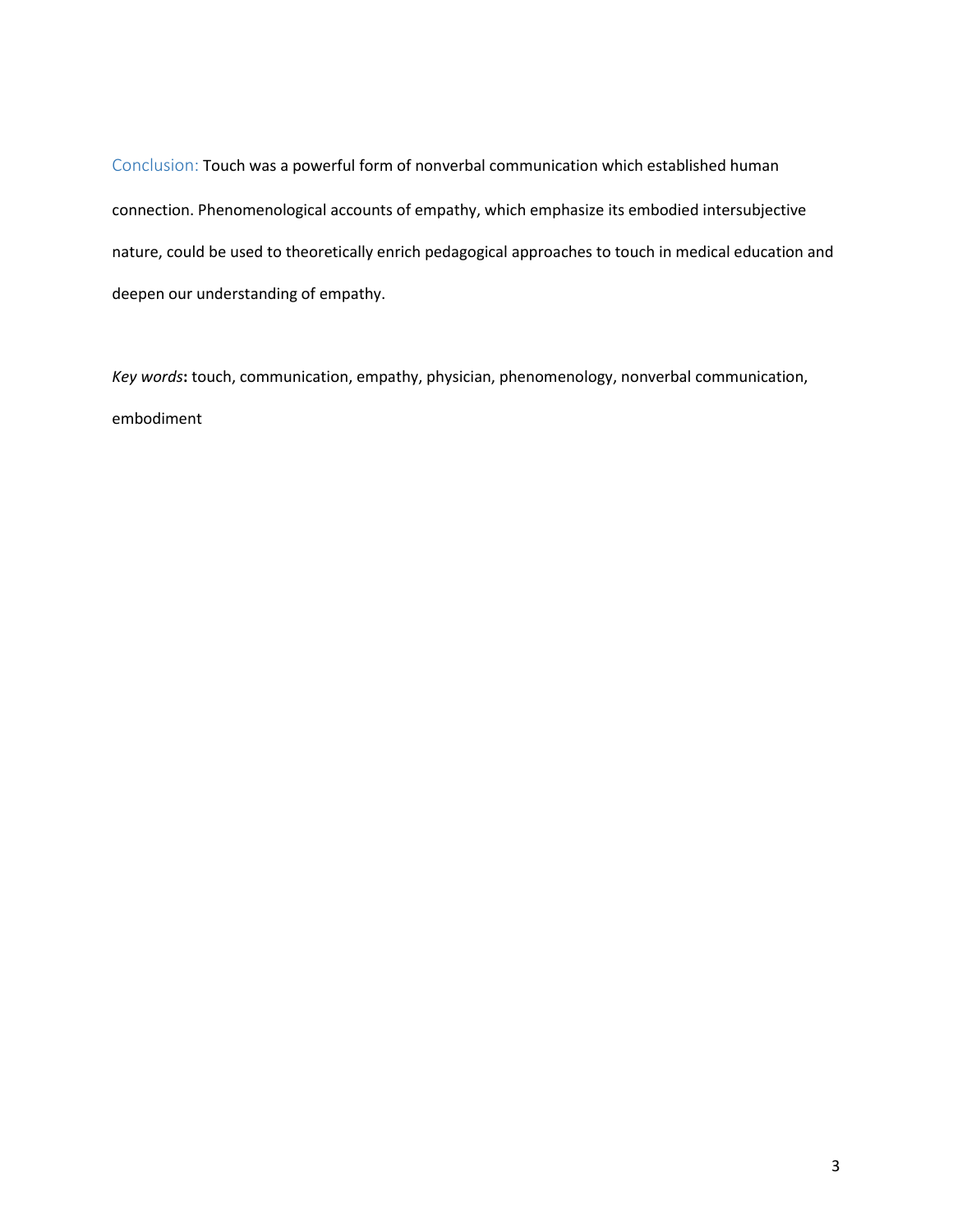Conclusion: Touch was a powerful form of nonverbal communication which established human connection. Phenomenological accounts of empathy, which emphasize its embodied intersubjective nature, could be used to theoretically enrich pedagogical approaches to touch in medical education and deepen our understanding of empathy.

*Key words*: touch, communication, empathy, physician, phenomenology, nonverbal communication, embodiment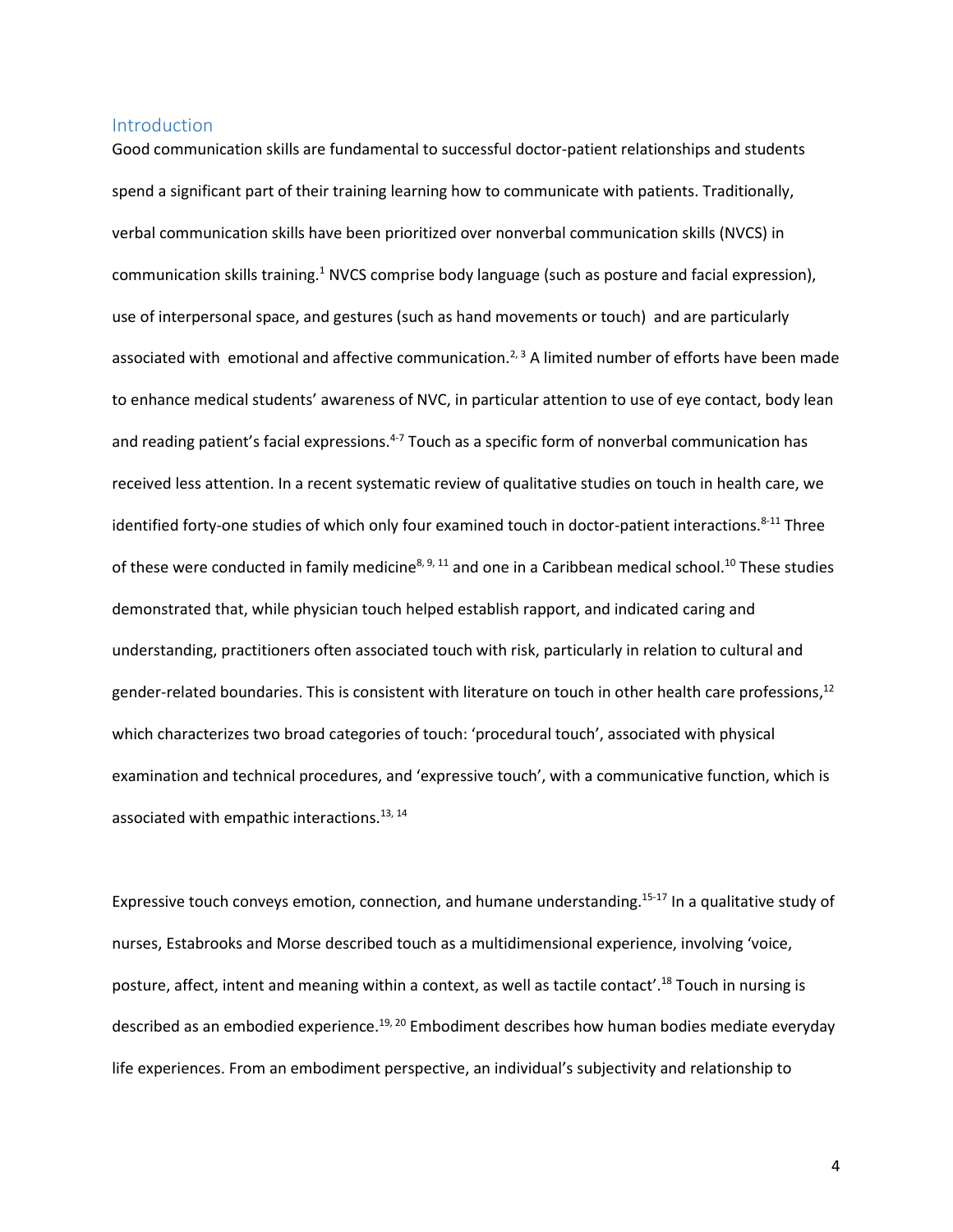## Introduction

Good communication skills are fundamental to successful doctor-patient relationships and students spend a significant part of their training learning how to communicate with patients. Traditionally, verbal communication skills have been prioritized over nonverbal communication skills (NVCS) in communication skills training.[1] NVCS comprise body language (such as posture and facial expression), use of interpersonal space, and gestures (such as hand movements or touch) and are particularly associated with emotional and affective communication.[2, 3] A limited number of efforts have been made to enhance medical students' awareness of NVC, in particular attention to use of eye contact, body lean and reading patient's facial expressions.[4-7] Touch as a specific form of nonverbal communication has received less attention. In a recent systematic review of qualitative studies on touch in health care, we identified forty-one studies of which only four examined touch in doctor-patient interactions.[8-11] Three of these were conducted in family medicine[8, 9, 11] and one in a Caribbean medical school.[10] These studies demonstrated that, while physician touch helped establish rapport, and indicated caring and understanding, practitioners often associated touch with risk, particularly in relation to cultural and gender-related boundaries. This is consistent with literature on touch in other health care professions,[12] which characterizes two broad categories of touch: 'procedural touch', associated with physical examination and technical procedures, and 'expressive touch', with a communicative function, which is associated with empathic interactions.[13, 14]

Expressive touch conveys emotion, connection, and humane understanding.[15-17] In a qualitative study of nurses, Estabrooks and Morse described touch as a multidimensional experience, involving 'voice, posture, affect, intent and meaning within a context, as well as tactile contact'.[18] Touch in nursing is described as an embodied experience.[19, 20] Embodiment describes how human bodies mediate everyday life experiences. From an embodiment perspective, an individual's subjectivity and relationship to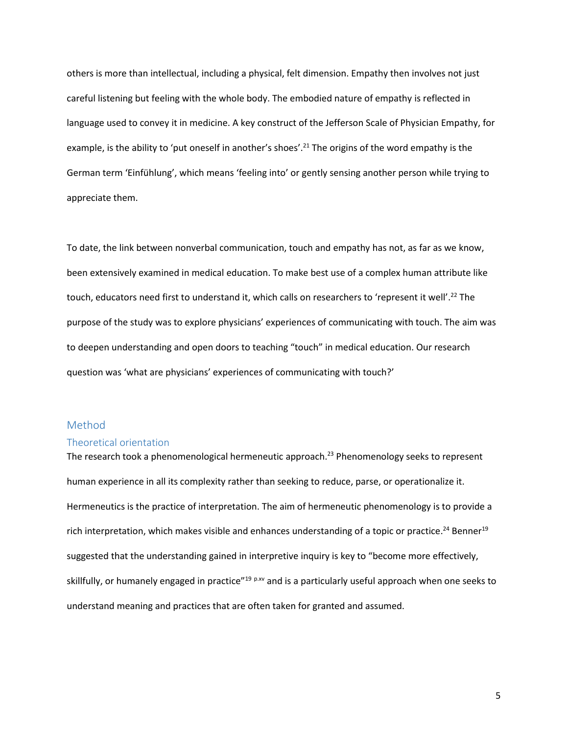others is more than intellectual, including a physical, felt dimension. Empathy then involves not just careful listening but feeling with the whole body. The embodied nature of empathy is reflected in language used to convey it in medicine. A key construct of the Jefferson Scale of Physician Empathy, for example, is the ability to 'put oneself in another's shoes'.[21] The origins of the word empathy is the German term 'Einfühlung', which means 'feeling into' or gently sensing another person while trying to appreciate them.

To date, the link between nonverbal communication, touch and empathy has not, as far as we know, been extensively examined in medical education. To make best use of a complex human attribute like touch, educators need first to understand it, which calls on researchers to 'represent it well'.[22] The purpose of the study was to explore physicians' experiences of communicating with touch. The aim was to deepen understanding and open doors to teaching "touch" in medical education. Our research question was 'what are physicians' experiences of communicating with touch?'

## Method

### Theoretical orientation

The research took a phenomenological hermeneutic approach.[23] Phenomenology seeks to represent human experience in all its complexity rather than seeking to reduce, parse, or operationalize it. Hermeneutics is the practice of interpretation. The aim of hermeneutic phenomenology is to provide a rich interpretation, which makes visible and enhances understanding of a topic or practice.[24] Benner[19] suggested that the understanding gained in interpretive inquiry is key to "become more effectively, skillfully, or humanely engaged in practice"[19 p.xv] and is a particularly useful approach when one seeks to understand meaning and practices that are often taken for granted and assumed.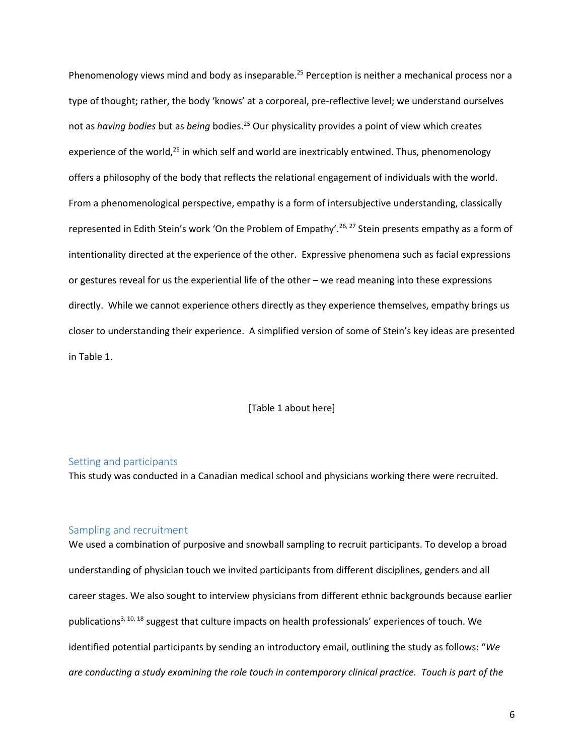Phenomenology views mind and body as inseparable.[25] Perception is neither a mechanical process nor a type of thought; rather, the body 'knows' at a corporeal, pre-reflective level; we understand ourselves not as *having bodies* but as *being* bodies.[25] Our physicality provides a point of view which creates experience of the world,[25] in which self and world are inextricably entwined. Thus, phenomenology offers a philosophy of the body that reflects the relational engagement of individuals with the world. From a phenomenological perspective, empathy is a form of intersubjective understanding, classically represented in Edith Stein's work 'On the Problem of Empathy'.[26, 27] Stein presents empathy as a form of intentionality directed at the experience of the other. Expressive phenomena such as facial expressions or gestures reveal for us the experiential life of the other – we read meaning into these expressions directly. While we cannot experience others directly as they experience themselves, empathy brings us closer to understanding their experience. A simplified version of some of Stein's key ideas are presented in Table 1.

[Table 1 about here]

## Setting and participants

This study was conducted in a Canadian medical school and physicians working there were recruited.

## Sampling and recruitment

We used a combination of purposive and snowball sampling to recruit participants. To develop a broad understanding of physician touch we invited participants from different disciplines, genders and all career stages. We also sought to interview physicians from different ethnic backgrounds because earlier publications[3, 10, 18] suggest that culture impacts on health professionals' experiences of touch. We identified potential participants by sending an introductory email, outlining the study as follows: "*We are conducting a study examining the role touch in contemporary clinical practice. Touch is part of the*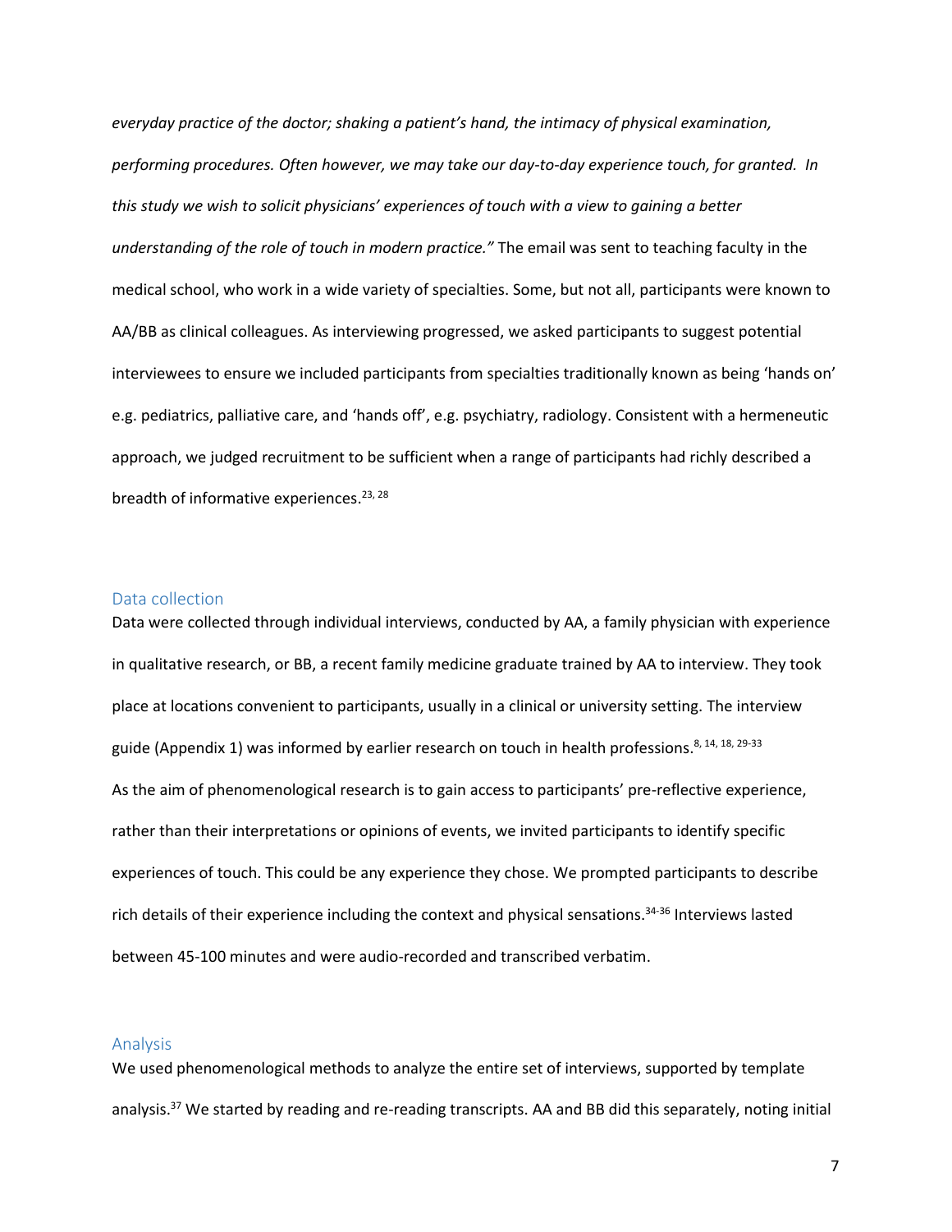*everyday practice of the doctor; shaking a patient's hand, the intimacy of physical examination, performing procedures. Often however, we may take our day-to-day experience touch, for granted. In this study we wish to solicit physicians' experiences of touch with a view to gaining a better understanding of the role of touch in modern practice."* The email was sent to teaching faculty in the medical school, who work in a wide variety of specialties. Some, but not all, participants were known to AA/BB as clinical colleagues. As interviewing progressed, we asked participants to suggest potential interviewees to ensure we included participants from specialties traditionally known as being 'hands on' e.g. pediatrics, palliative care, and 'hands off', e.g. psychiatry, radiology. Consistent with a hermeneutic approach, we judged recruitment to be sufficient when a range of participants had richly described a breadth of informative experiences.[23, 28]

## Data collection

Data were collected through individual interviews, conducted by AA, a family physician with experience in qualitative research, or BB, a recent family medicine graduate trained by AA to interview. They took place at locations convenient to participants, usually in a clinical or university setting. The interview guide (Appendix 1) was informed by earlier research on touch in health professions.[8, 14, 18, 29-33] As the aim of phenomenological research is to gain access to participants' pre-reflective experience, rather than their interpretations or opinions of events, we invited participants to identify specific experiences of touch. This could be any experience they chose. We prompted participants to describe rich details of their experience including the context and physical sensations.[34-36] Interviews lasted between 45-100 minutes and were audio-recorded and transcribed verbatim.

## Analysis

We used phenomenological methods to analyze the entire set of interviews, supported by template analysis.[37] We started by reading and re-reading transcripts. AA and BB did this separately, noting initial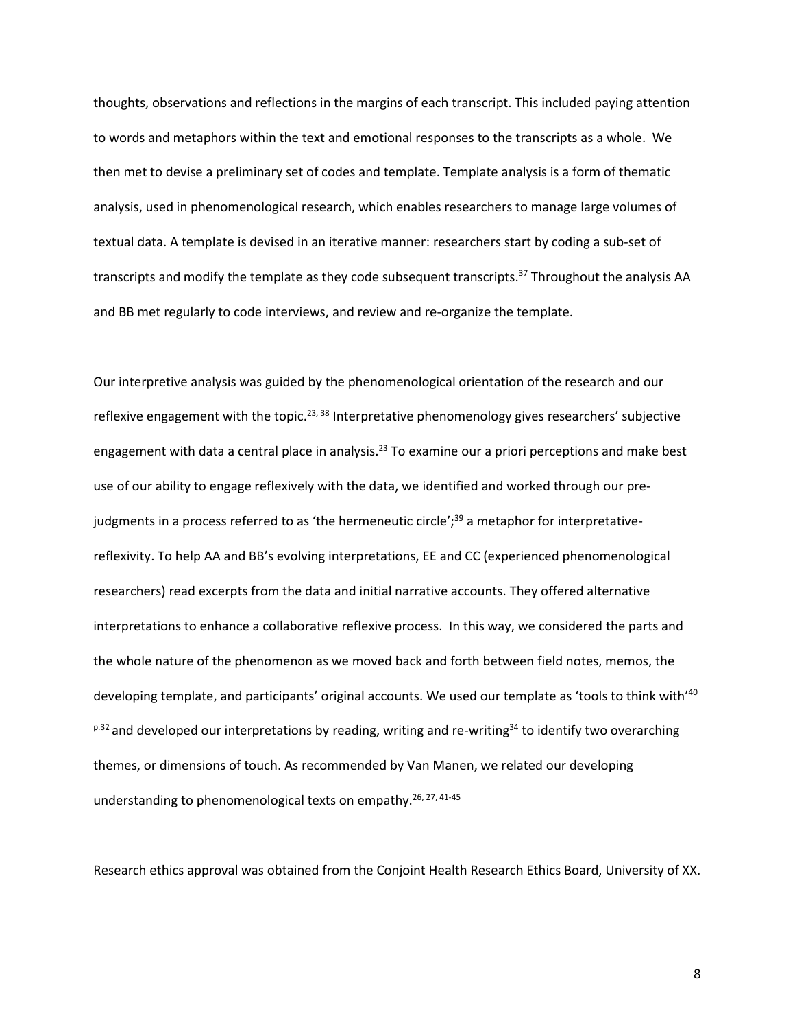thoughts, observations and reflections in the margins of each transcript. This included paying attention to words and metaphors within the text and emotional responses to the transcripts as a whole. We then met to devise a preliminary set of codes and template. Template analysis is a form of thematic analysis, used in phenomenological research, which enables researchers to manage large volumes of textual data. A template is devised in an iterative manner: researchers start by coding a sub-set of transcripts and modify the template as they code subsequent transcripts.[37] Throughout the analysis AA and BB met regularly to code interviews, and review and re-organize the template.

Our interpretive analysis was guided by the phenomenological orientation of the research and our reflexive engagement with the topic.[23, 38] Interpretative phenomenology gives researchers' subjective engagement with data a central place in analysis.[23] To examine our a priori perceptions and make best use of our ability to engage reflexively with the data, we identified and worked through our pre-judgments in a process referred to as 'the hermeneutic circle';[39] a metaphor for interpretative-reflexivity. To help AA and BB's evolving interpretations, EE and CC (experienced phenomenological researchers) read excerpts from the data and initial narrative accounts. They offered alternative interpretations to enhance a collaborative reflexive process. In this way, we considered the parts and the whole nature of the phenomenon as we moved back and forth between field notes, memos, the developing template, and participants' original accounts. We used our template as 'tools to think with'[40] [p.32] and developed our interpretations by reading, writing and re-writing[34] to identify two overarching themes, or dimensions of touch. As recommended by Van Manen, we related our developing understanding to phenomenological texts on empathy.[26, 27, 41-45]

Research ethics approval was obtained from the Conjoint Health Research Ethics Board, University of XX.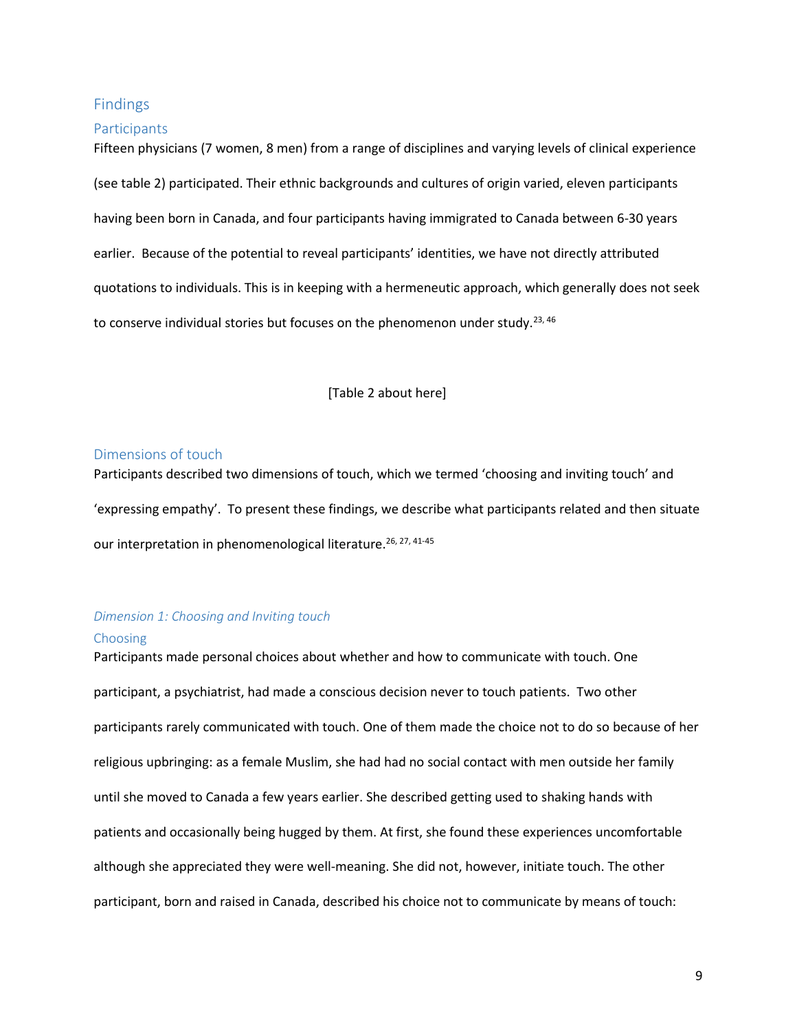## Findings

### Participants

Fifteen physicians (7 women, 8 men) from a range of disciplines and varying levels of clinical experience (see table 2) participated. Their ethnic backgrounds and cultures of origin varied, eleven participants having been born in Canada, and four participants having immigrated to Canada between 6-30 years earlier. Because of the potential to reveal participants' identities, we have not directly attributed quotations to individuals. This is in keeping with a hermeneutic approach, which generally does not seek to conserve individual stories but focuses on the phenomenon under study.[23, 46]

[Table 2 about here]

### Dimensions of touch

Participants described two dimensions of touch, which we termed 'choosing and inviting touch' and 'expressing empathy'. To present these findings, we describe what participants related and then situate our interpretation in phenomenological literature.[26, 27, 41-45]

#### *Dimension 1: Choosing and Inviting touch*

##### Choosing

Participants made personal choices about whether and how to communicate with touch. One participant, a psychiatrist, had made a conscious decision never to touch patients. Two other participants rarely communicated with touch. One of them made the choice not to do so because of her religious upbringing: as a female Muslim, she had had no social contact with men outside her family until she moved to Canada a few years earlier. She described getting used to shaking hands with patients and occasionally being hugged by them. At first, she found these experiences uncomfortable although she appreciated they were well-meaning. She did not, however, initiate touch. The other participant, born and raised in Canada, described his choice not to communicate by means of touch: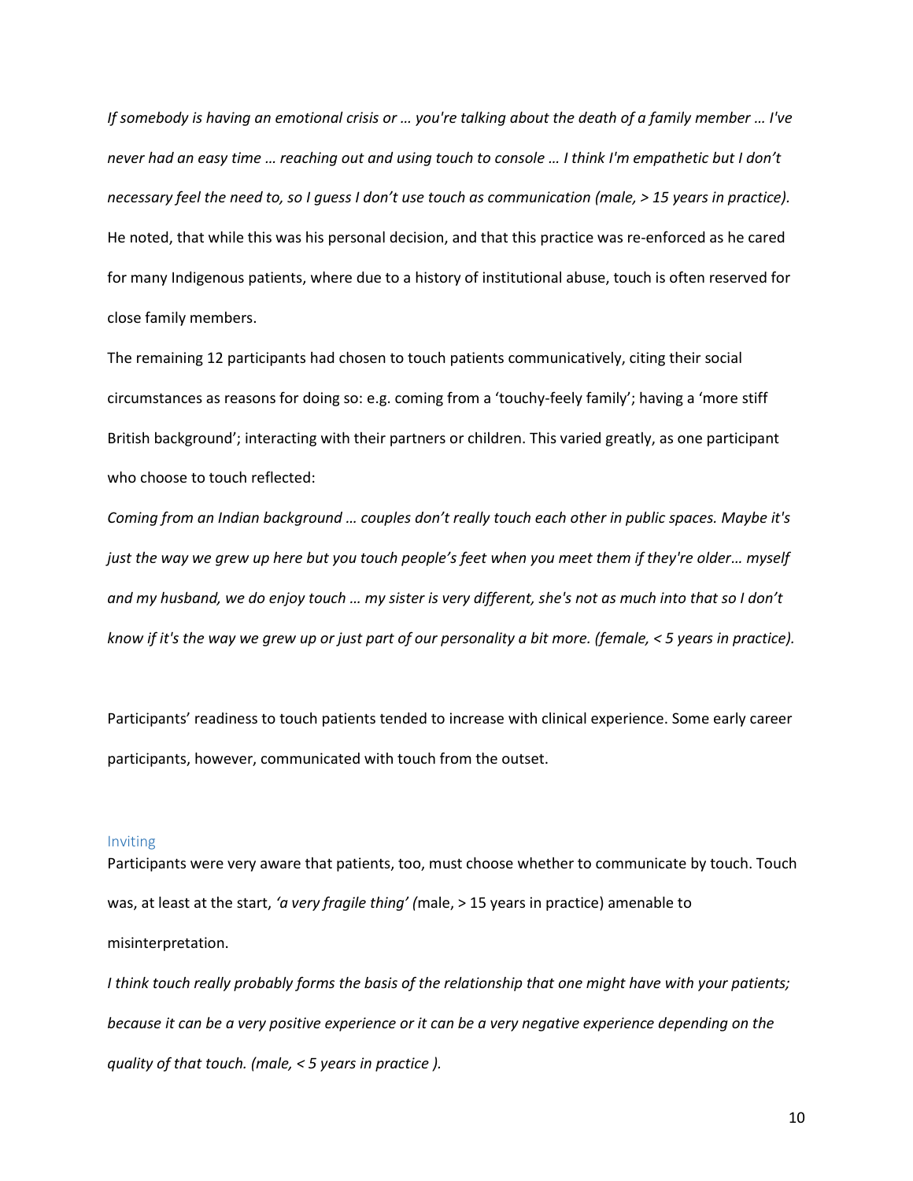*If somebody is having an emotional crisis or … you're talking about the death of a family member … I've never had an easy time … reaching out and using touch to console … I think I'm empathetic but I don't necessary feel the need to, so I guess I don't use touch as communication (male, > 15 years in practice).*
He noted, that while this was his personal decision, and that this practice was re-enforced as he cared for many Indigenous patients, where due to a history of institutional abuse, touch is often reserved for close family members.

The remaining 12 participants had chosen to touch patients communicatively, citing their social circumstances as reasons for doing so: e.g. coming from a 'touchy-feely family'; having a 'more stiff British background'; interacting with their partners or children. This varied greatly, as one participant who choose to touch reflected:

*Coming from an Indian background … couples don't really touch each other in public spaces. Maybe it's just the way we grew up here but you touch people's feet when you meet them if they're older… myself and my husband, we do enjoy touch … my sister is very different, she's not as much into that so I don't know if it's the way we grew up or just part of our personality a bit more. (female, < 5 years in practice).*

Participants' readiness to touch patients tended to increase with clinical experience. Some early career participants, however, communicated with touch from the outset.

### Inviting

Participants were very aware that patients, too, must choose whether to communicate by touch. Touch was, at least at the start, *'a very fragile thing' (*male, > 15 years in practice) amenable to misinterpretation.

*I think touch really probably forms the basis of the relationship that one might have with your patients; because it can be a very positive experience or it can be a very negative experience depending on the quality of that touch. (male, < 5 years in practice ).*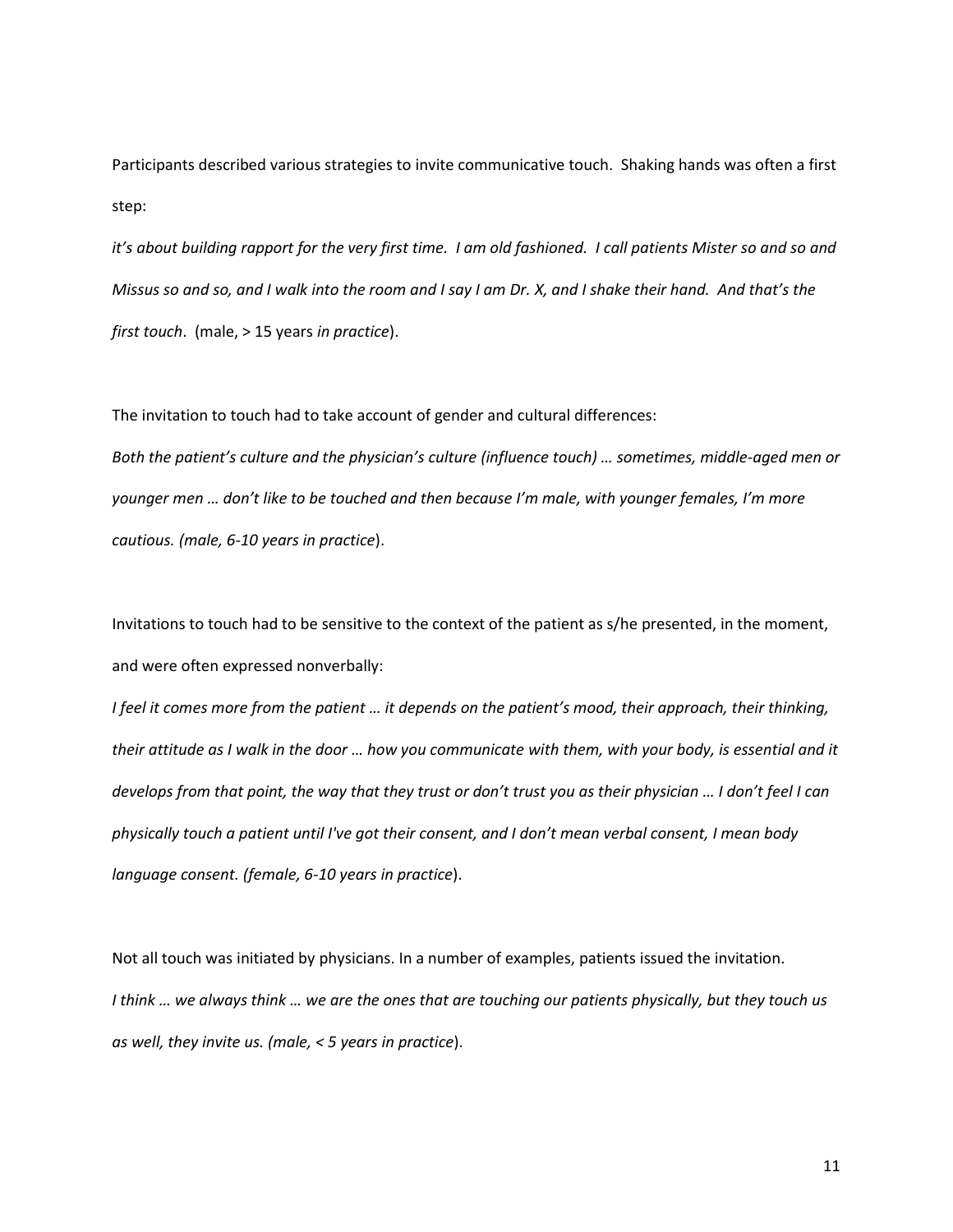Participants described various strategies to invite communicative touch. Shaking hands was often a first step:

*it's about building rapport for the very first time. I am old fashioned. I call patients Mister so and so and Missus so and so, and I walk into the room and I say I am Dr. X, and I shake their hand. And that's the first touch*. (male, > 15 years *in practice*).

The invitation to touch had to take account of gender and cultural differences:

*Both the patient's culture and the physician's culture (influence touch) … sometimes, middle-aged men or younger men … don't like to be touched and then because I'm male, with younger females, I'm more cautious. (male, 6-10 years in practice*).

Invitations to touch had to be sensitive to the context of the patient as s/he presented, in the moment, and were often expressed nonverbally:

*I feel it comes more from the patient … it depends on the patient's mood, their approach, their thinking, their attitude as I walk in the door … how you communicate with them, with your body, is essential and it develops from that point, the way that they trust or don't trust you as their physician … I don't feel I can physically touch a patient until I've got their consent, and I don't mean verbal consent, I mean body language consent. (female, 6-10 years in practice*).

Not all touch was initiated by physicians. In a number of examples, patients issued the invitation.

*I think … we always think … we are the ones that are touching our patients physically, but they touch us as well, they invite us. (male, < 5 years in practice*).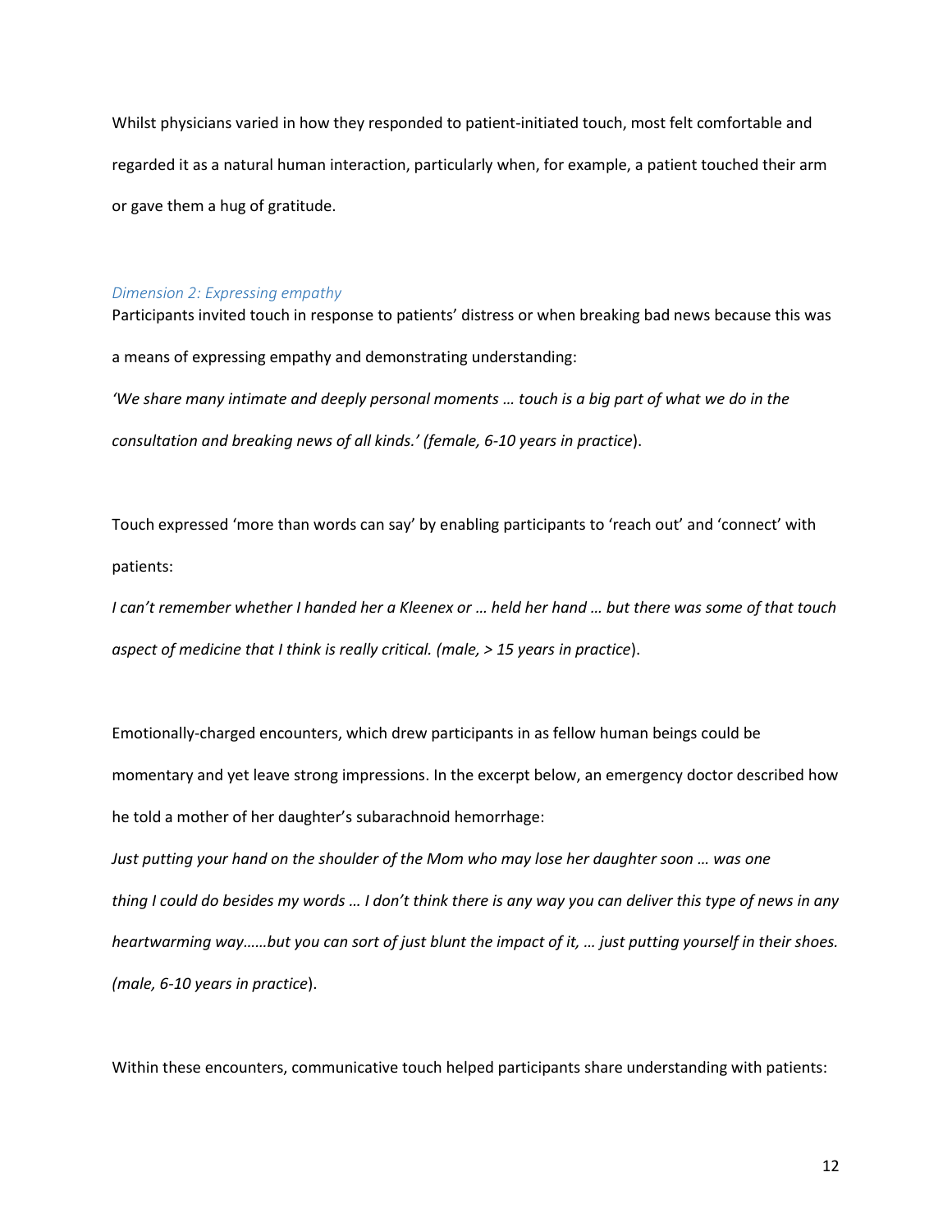Whilst physicians varied in how they responded to patient-initiated touch, most felt comfortable and regarded it as a natural human interaction, particularly when, for example, a patient touched their arm or gave them a hug of gratitude.

### *Dimension 2: Expressing empathy*

Participants invited touch in response to patients' distress or when breaking bad news because this was a means of expressing empathy and demonstrating understanding:

*'We share many intimate and deeply personal moments … touch is a big part of what we do in the consultation and breaking news of all kinds.' (female, 6-10 years in practice*).

Touch expressed 'more than words can say' by enabling participants to 'reach out' and 'connect' with patients:

*I can't remember whether I handed her a Kleenex or … held her hand … but there was some of that touch aspect of medicine that I think is really critical. (male, > 15 years in practice*).

Emotionally-charged encounters, which drew participants in as fellow human beings could be momentary and yet leave strong impressions. In the excerpt below, an emergency doctor described how he told a mother of her daughter's subarachnoid hemorrhage:

*Just putting your hand on the shoulder of the Mom who may lose her daughter soon … was one thing I could do besides my words … I don't think there is any way you can deliver this type of news in any heartwarming way……but you can sort of just blunt the impact of it, … just putting yourself in their shoes. (male, 6-10 years in practice*).

Within these encounters, communicative touch helped participants share understanding with patients: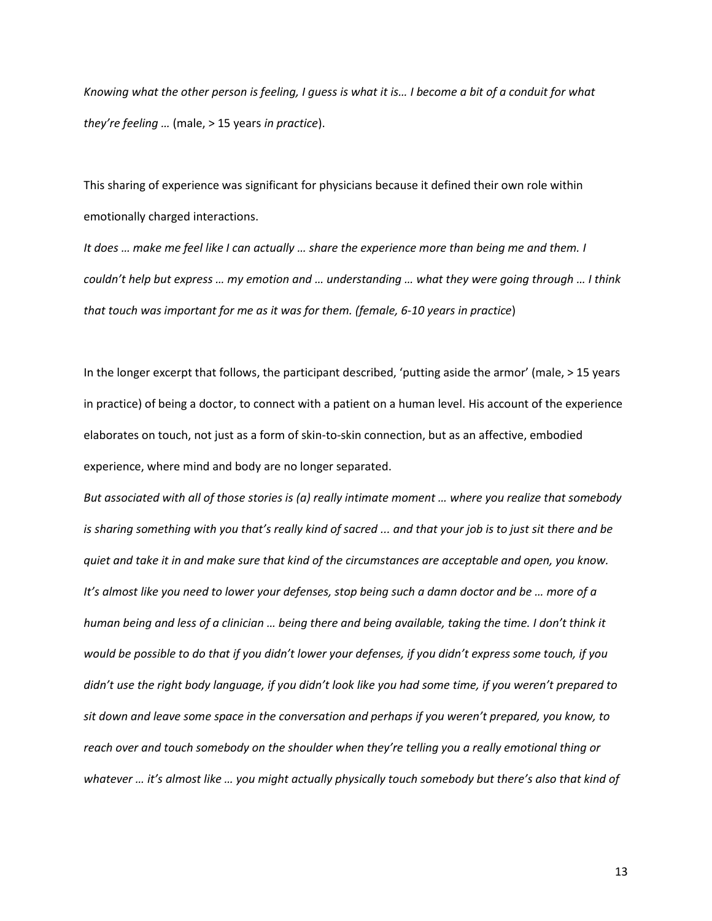*Knowing what the other person is feeling, I guess is what it is… I become a bit of a conduit for what they're feeling …* (male, > 15 years *in practice*).

This sharing of experience was significant for physicians because it defined their own role within emotionally charged interactions.

*It does … make me feel like I can actually … share the experience more than being me and them. I couldn't help but express … my emotion and … understanding … what they were going through … I think that touch was important for me as it was for them. (female, 6-10 years in practice*)

In the longer excerpt that follows, the participant described, 'putting aside the armor' (male, > 15 years in practice) of being a doctor, to connect with a patient on a human level. His account of the experience elaborates on touch, not just as a form of skin-to-skin connection, but as an affective, embodied experience, where mind and body are no longer separated.

*But associated with all of those stories is (a) really intimate moment … where you realize that somebody is sharing something with you that's really kind of sacred ... and that your job is to just sit there and be quiet and take it in and make sure that kind of the circumstances are acceptable and open, you know. It's almost like you need to lower your defenses, stop being such a damn doctor and be … more of a human being and less of a clinician … being there and being available, taking the time. I don't think it would be possible to do that if you didn't lower your defenses, if you didn't express some touch, if you didn't use the right body language, if you didn't look like you had some time, if you weren't prepared to sit down and leave some space in the conversation and perhaps if you weren't prepared, you know, to reach over and touch somebody on the shoulder when they're telling you a really emotional thing or whatever … it's almost like … you might actually physically touch somebody but there's also that kind of*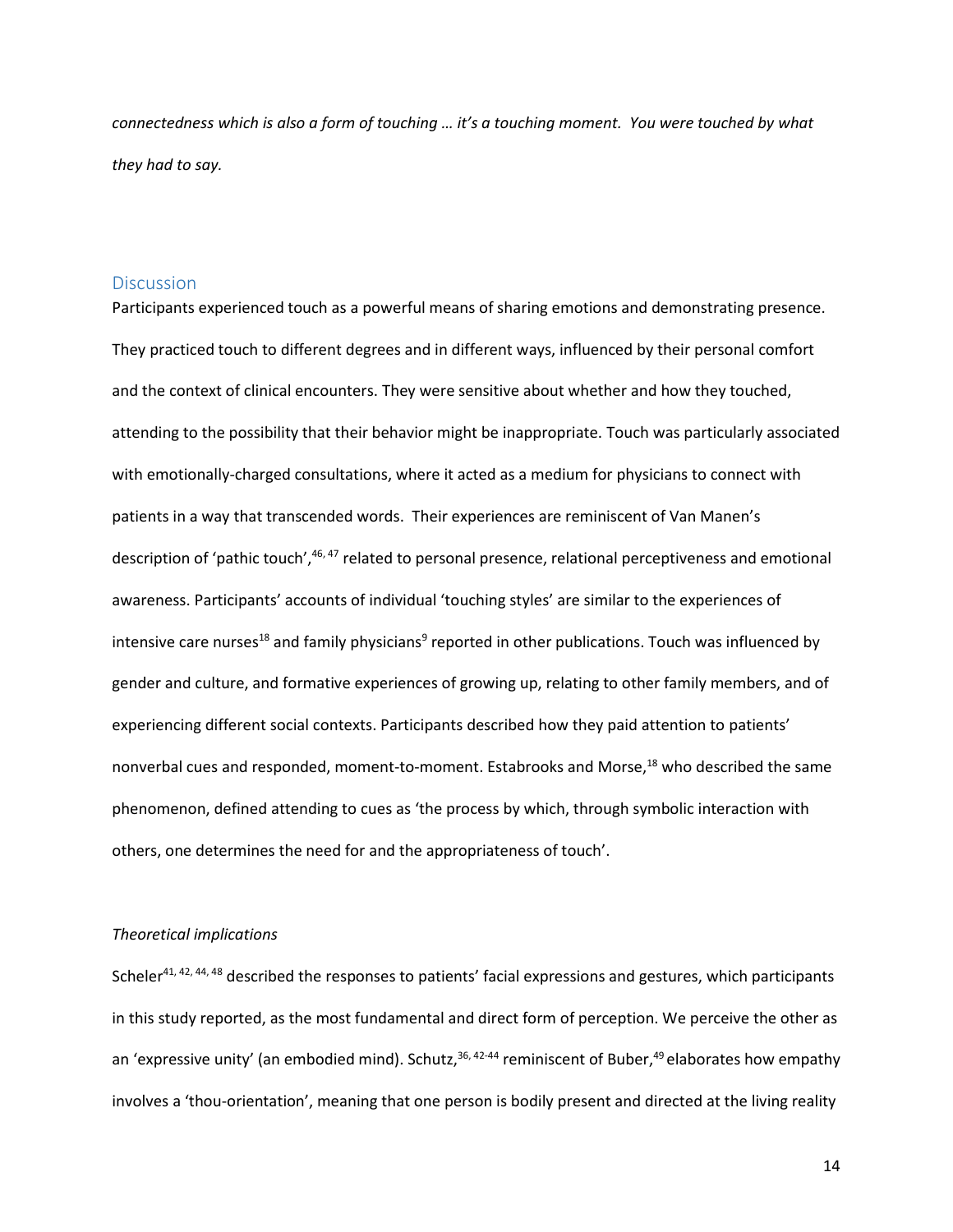*connectedness which is also a form of touching … it's a touching moment. You were touched by what they had to say.*

## Discussion

Participants experienced touch as a powerful means of sharing emotions and demonstrating presence. They practiced touch to different degrees and in different ways, influenced by their personal comfort and the context of clinical encounters. They were sensitive about whether and how they touched, attending to the possibility that their behavior might be inappropriate. Touch was particularly associated with emotionally-charged consultations, where it acted as a medium for physicians to connect with patients in a way that transcended words. Their experiences are reminiscent of Van Manen's description of 'pathic touch',[46, 47] related to personal presence, relational perceptiveness and emotional awareness. Participants' accounts of individual 'touching styles' are similar to the experiences of intensive care nurses[18] and family physicians[9] reported in other publications. Touch was influenced by gender and culture, and formative experiences of growing up, relating to other family members, and of experiencing different social contexts. Participants described how they paid attention to patients' nonverbal cues and responded, moment-to-moment. Estabrooks and Morse,[18] who described the same phenomenon, defined attending to cues as 'the process by which, through symbolic interaction with others, one determines the need for and the appropriateness of touch'.

### *Theoretical implications*

Scheler[41, 42, 44, 48] described the responses to patients' facial expressions and gestures, which participants in this study reported, as the most fundamental and direct form of perception. We perceive the other as an 'expressive unity' (an embodied mind). Schutz,[36, 42-44] reminiscent of Buber,[49] elaborates how empathy involves a 'thou-orientation', meaning that one person is bodily present and directed at the living reality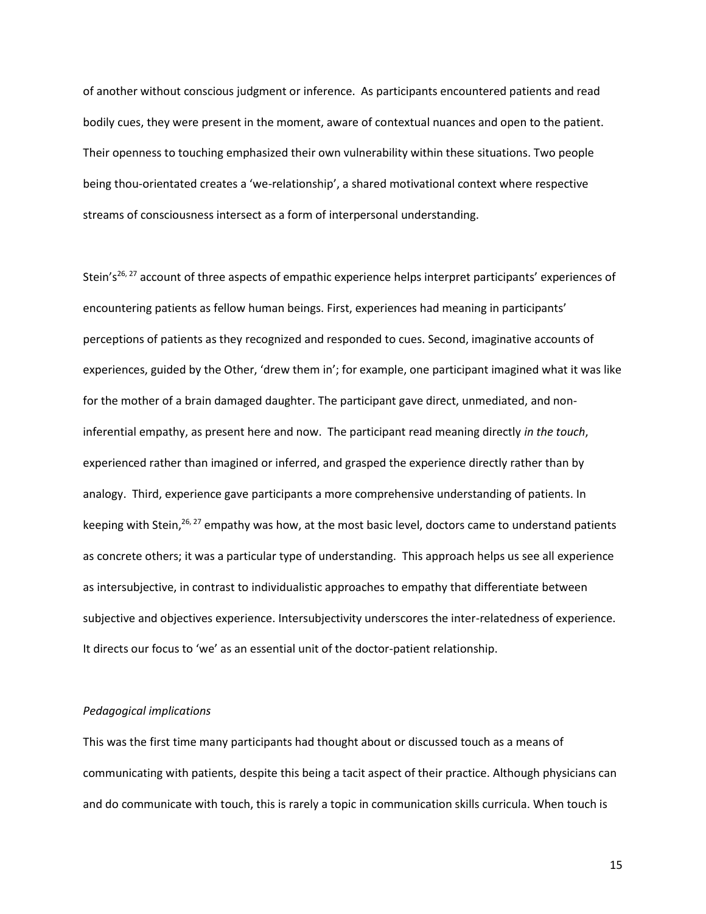of another without conscious judgment or inference. As participants encountered patients and read bodily cues, they were present in the moment, aware of contextual nuances and open to the patient. Their openness to touching emphasized their own vulnerability within these situations. Two people being thou-orientated creates a 'we-relationship', a shared motivational context where respective streams of consciousness intersect as a form of interpersonal understanding.

Stein's[26, 27] account of three aspects of empathic experience helps interpret participants' experiences of encountering patients as fellow human beings. First, experiences had meaning in participants' perceptions of patients as they recognized and responded to cues. Second, imaginative accounts of experiences, guided by the Other, 'drew them in'; for example, one participant imagined what it was like for the mother of a brain damaged daughter. The participant gave direct, unmediated, and non-inferential empathy, as present here and now. The participant read meaning directly *in the touch*, experienced rather than imagined or inferred, and grasped the experience directly rather than by analogy. Third, experience gave participants a more comprehensive understanding of patients. In keeping with Stein,[26, 27] empathy was how, at the most basic level, doctors came to understand patients as concrete others; it was a particular type of understanding. This approach helps us see all experience as intersubjective, in contrast to individualistic approaches to empathy that differentiate between subjective and objectives experience. Intersubjectivity underscores the inter-relatedness of experience. It directs our focus to 'we' as an essential unit of the doctor-patient relationship.

*Pedagogical implications*

This was the first time many participants had thought about or discussed touch as a means of communicating with patients, despite this being a tacit aspect of their practice. Although physicians can and do communicate with touch, this is rarely a topic in communication skills curricula. When touch is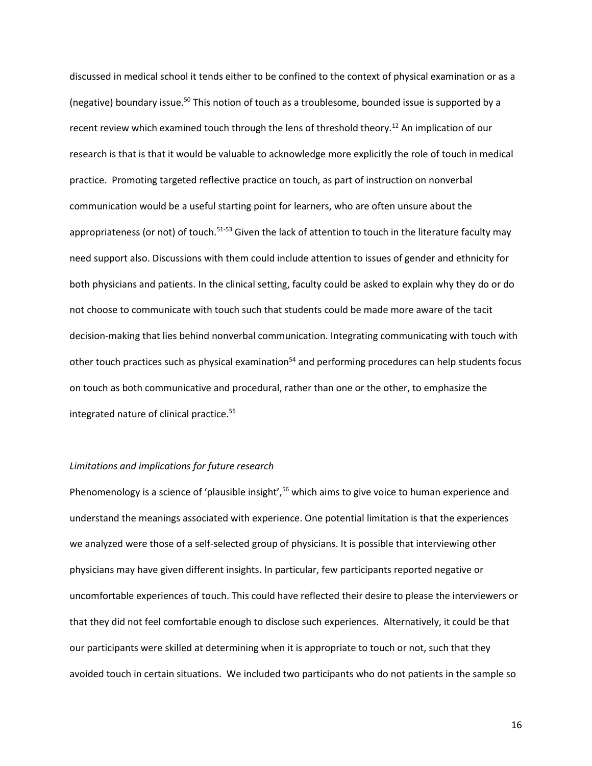discussed in medical school it tends either to be confined to the context of physical examination or as a (negative) boundary issue.[50] This notion of touch as a troublesome, bounded issue is supported by a recent review which examined touch through the lens of threshold theory.[12] An implication of our research is that is that it would be valuable to acknowledge more explicitly the role of touch in medical practice. Promoting targeted reflective practice on touch, as part of instruction on nonverbal communication would be a useful starting point for learners, who are often unsure about the appropriateness (or not) of touch.[51-53] Given the lack of attention to touch in the literature faculty may need support also. Discussions with them could include attention to issues of gender and ethnicity for both physicians and patients. In the clinical setting, faculty could be asked to explain why they do or do not choose to communicate with touch such that students could be made more aware of the tacit decision-making that lies behind nonverbal communication. Integrating communicating with touch with other touch practices such as physical examination[54] and performing procedures can help students focus on touch as both communicative and procedural, rather than one or the other, to emphasize the integrated nature of clinical practice.[55]

*Limitations and implications for future research*

Phenomenology is a science of 'plausible insight',[56] which aims to give voice to human experience and understand the meanings associated with experience. One potential limitation is that the experiences we analyzed were those of a self-selected group of physicians. It is possible that interviewing other physicians may have given different insights. In particular, few participants reported negative or uncomfortable experiences of touch. This could have reflected their desire to please the interviewers or that they did not feel comfortable enough to disclose such experiences. Alternatively, it could be that our participants were skilled at determining when it is appropriate to touch or not, such that they avoided touch in certain situations. We included two participants who do not patients in the sample so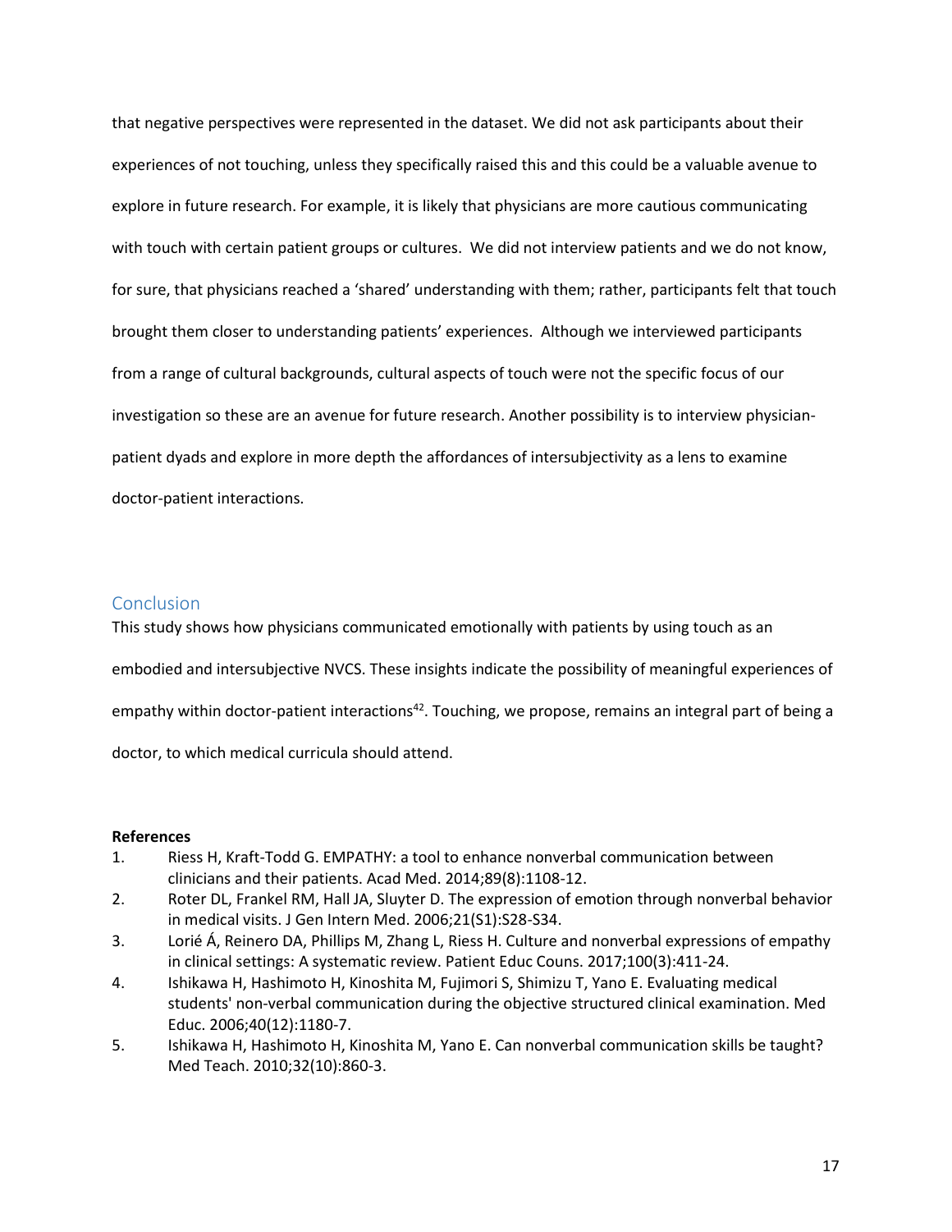that negative perspectives were represented in the dataset. We did not ask participants about their experiences of not touching, unless they specifically raised this and this could be a valuable avenue to explore in future research. For example, it is likely that physicians are more cautious communicating with touch with certain patient groups or cultures. We did not interview patients and we do not know, for sure, that physicians reached a 'shared' understanding with them; rather, participants felt that touch brought them closer to understanding patients' experiences. Although we interviewed participants from a range of cultural backgrounds, cultural aspects of touch were not the specific focus of our investigation so these are an avenue for future research. Another possibility is to interview physician-patient dyads and explore in more depth the affordances of intersubjectivity as a lens to examine doctor-patient interactions.

## Conclusion

This study shows how physicians communicated emotionally with patients by using touch as an embodied and intersubjective NVCS. These insights indicate the possibility of meaningful experiences of empathy within doctor-patient interactions[42]. Touching, we propose, remains an integral part of being a doctor, to which medical curricula should attend.

**References**

1. Riess H, Kraft-Todd G. EMPATHY: a tool to enhance nonverbal communication between clinicians and their patients. Acad Med. 2014;89(8):1108-12.
2. Roter DL, Frankel RM, Hall JA, Sluyter D. The expression of emotion through nonverbal behavior in medical visits. J Gen Intern Med. 2006;21(S1):S28-S34.
3. Lorié Á, Reinero DA, Phillips M, Zhang L, Riess H. Culture and nonverbal expressions of empathy in clinical settings: A systematic review. Patient Educ Couns. 2017;100(3):411-24.
4. Ishikawa H, Hashimoto H, Kinoshita M, Fujimori S, Shimizu T, Yano E. Evaluating medical students' non-verbal communication during the objective structured clinical examination. Med Educ. 2006;40(12):1180-7.
5. Ishikawa H, Hashimoto H, Kinoshita M, Yano E. Can nonverbal communication skills be taught? Med Teach. 2010;32(10):860-3.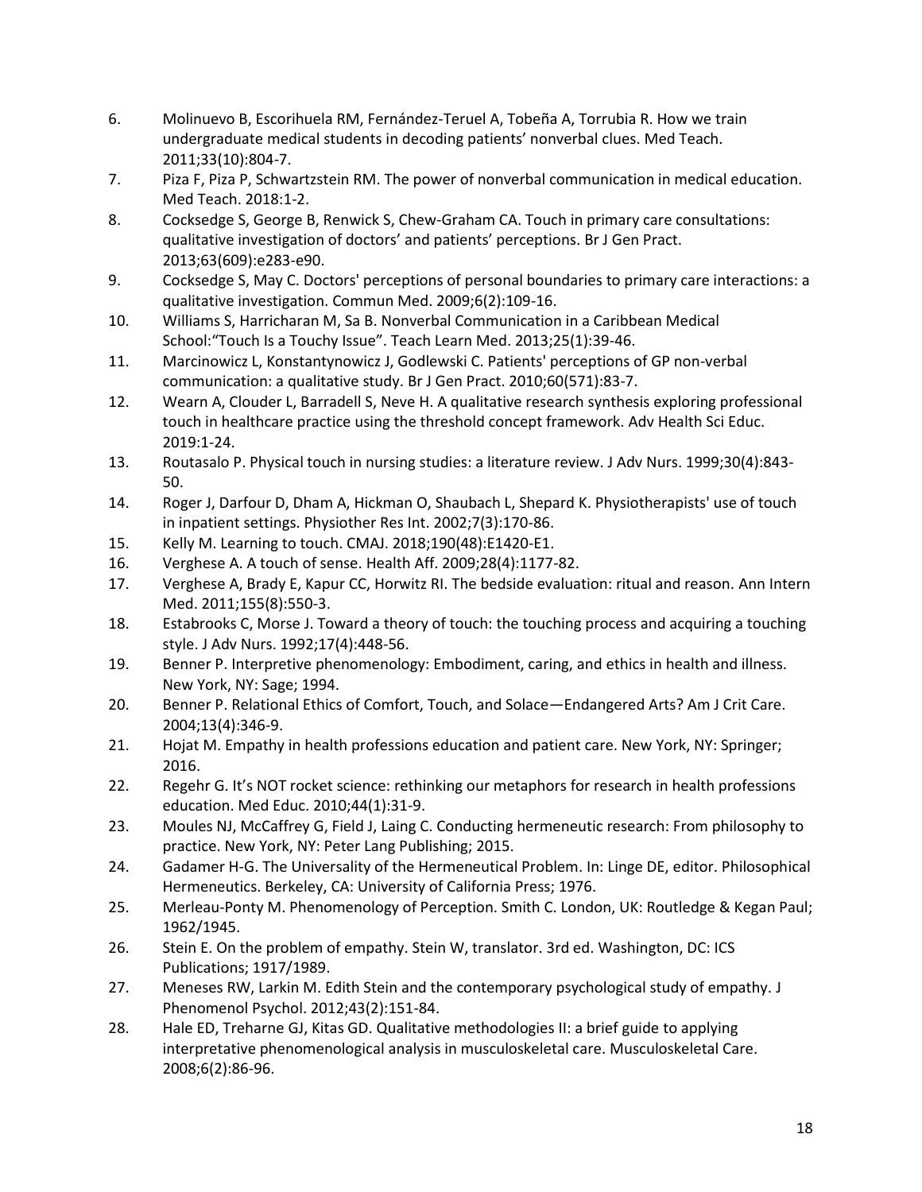6. Molinuevo B, Escorihuela RM, Fernández-Teruel A, Tobeña A, Torrubia R. How we train undergraduate medical students in decoding patients' nonverbal clues. Med Teach. 2011;33(10):804-7.
7. Piza F, Piza P, Schwartzstein RM. The power of nonverbal communication in medical education. Med Teach. 2018:1-2.
8. Cocksedge S, George B, Renwick S, Chew-Graham CA. Touch in primary care consultations: qualitative investigation of doctors' and patients' perceptions. Br J Gen Pract. 2013;63(609):e283-e90.
9. Cocksedge S, May C. Doctors' perceptions of personal boundaries to primary care interactions: a qualitative investigation. Commun Med. 2009;6(2):109-16.
10. Williams S, Harricharan M, Sa B. Nonverbal Communication in a Caribbean Medical School:"Touch Is a Touchy Issue". Teach Learn Med. 2013;25(1):39-46.
11. Marcinowicz L, Konstantynowicz J, Godlewski C. Patients' perceptions of GP non-verbal communication: a qualitative study. Br J Gen Pract. 2010;60(571):83-7.
12. Wearn A, Clouder L, Barradell S, Neve H. A qualitative research synthesis exploring professional touch in healthcare practice using the threshold concept framework. Adv Health Sci Educ. 2019:1-24.
13. Routasalo P. Physical touch in nursing studies: a literature review. J Adv Nurs. 1999;30(4):843-50.
14. Roger J, Darfour D, Dham A, Hickman O, Shaubach L, Shepard K. Physiotherapists' use of touch in inpatient settings. Physiother Res Int. 2002;7(3):170-86.
15. Kelly M. Learning to touch. CMAJ. 2018;190(48):E1420-E1.
16. Verghese A. A touch of sense. Health Aff. 2009;28(4):1177-82.
17. Verghese A, Brady E, Kapur CC, Horwitz RI. The bedside evaluation: ritual and reason. Ann Intern Med. 2011;155(8):550-3.
18. Estabrooks C, Morse J. Toward a theory of touch: the touching process and acquiring a touching style. J Adv Nurs. 1992;17(4):448-56.
19. Benner P. Interpretive phenomenology: Embodiment, caring, and ethics in health and illness. New York, NY: Sage; 1994.
20. Benner P. Relational Ethics of Comfort, Touch, and Solace—Endangered Arts? Am J Crit Care. 2004;13(4):346-9.
21. Hojat M. Empathy in health professions education and patient care. New York, NY: Springer; 2016.
22. Regehr G. It's NOT rocket science: rethinking our metaphors for research in health professions education. Med Educ. 2010;44(1):31-9.
23. Moules NJ, McCaffrey G, Field J, Laing C. Conducting hermeneutic research: From philosophy to practice. New York, NY: Peter Lang Publishing; 2015.
24. Gadamer H-G. The Universality of the Hermeneutical Problem. In: Linge DE, editor. Philosophical Hermeneutics. Berkeley, CA: University of California Press; 1976.
25. Merleau-Ponty M. Phenomenology of Perception. Smith C. London, UK: Routledge & Kegan Paul; 1962/1945.
26. Stein E. On the problem of empathy. Stein W, translator. 3rd ed. Washington, DC: ICS Publications; 1917/1989.
27. Meneses RW, Larkin M. Edith Stein and the contemporary psychological study of empathy. J Phenomenol Psychol. 2012;43(2):151-84.
28. Hale ED, Treharne GJ, Kitas GD. Qualitative methodologies II: a brief guide to applying interpretative phenomenological analysis in musculoskeletal care. Musculoskeletal Care. 2008;6(2):86-96.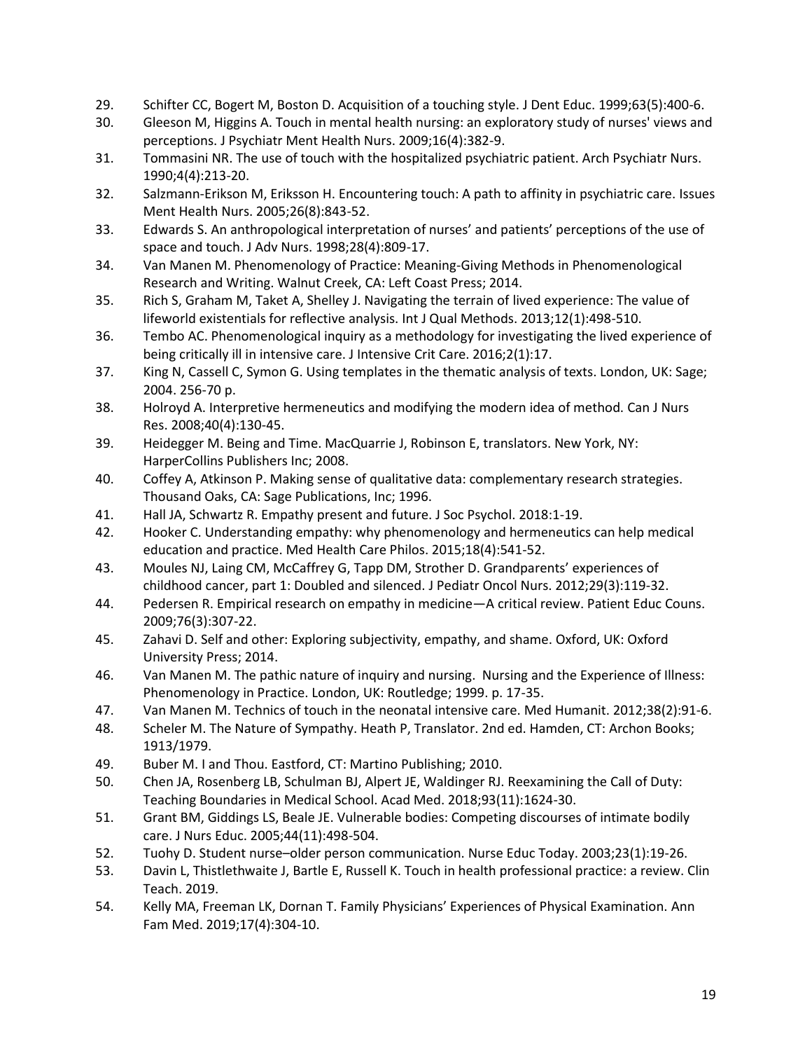29. Schifter CC, Bogert M, Boston D. Acquisition of a touching style. J Dent Educ. 1999;63(5):400-6.
30. Gleeson M, Higgins A. Touch in mental health nursing: an exploratory study of nurses' views and perceptions. J Psychiatr Ment Health Nurs. 2009;16(4):382-9.
31. Tommasini NR. The use of touch with the hospitalized psychiatric patient. Arch Psychiatr Nurs. 1990;4(4):213-20.
32. Salzmann-Erikson M, Eriksson H. Encountering touch: A path to affinity in psychiatric care. Issues Ment Health Nurs. 2005;26(8):843-52.
33. Edwards S. An anthropological interpretation of nurses' and patients' perceptions of the use of space and touch. J Adv Nurs. 1998;28(4):809-17.
34. Van Manen M. Phenomenology of Practice: Meaning-Giving Methods in Phenomenological Research and Writing. Walnut Creek, CA: Left Coast Press; 2014.
35. Rich S, Graham M, Taket A, Shelley J. Navigating the terrain of lived experience: The value of lifeworld existentials for reflective analysis. Int J Qual Methods. 2013;12(1):498-510.
36. Tembo AC. Phenomenological inquiry as a methodology for investigating the lived experience of being critically ill in intensive care. J Intensive Crit Care. 2016;2(1):17.
37. King N, Cassell C, Symon G. Using templates in the thematic analysis of texts. London, UK: Sage; 2004. 256-70 p.
38. Holroyd A. Interpretive hermeneutics and modifying the modern idea of method. Can J Nurs Res. 2008;40(4):130-45.
39. Heidegger M. Being and Time. MacQuarrie J, Robinson E, translators. New York, NY: HarperCollins Publishers Inc; 2008.
40. Coffey A, Atkinson P. Making sense of qualitative data: complementary research strategies. Thousand Oaks, CA: Sage Publications, Inc; 1996.
41. Hall JA, Schwartz R. Empathy present and future. J Soc Psychol. 2018:1-19.
42. Hooker C. Understanding empathy: why phenomenology and hermeneutics can help medical education and practice. Med Health Care Philos. 2015;18(4):541-52.
43. Moules NJ, Laing CM, McCaffrey G, Tapp DM, Strother D. Grandparents' experiences of childhood cancer, part 1: Doubled and silenced. J Pediatr Oncol Nurs. 2012;29(3):119-32.
44. Pedersen R. Empirical research on empathy in medicine—A critical review. Patient Educ Couns. 2009;76(3):307-22.
45. Zahavi D. Self and other: Exploring subjectivity, empathy, and shame. Oxford, UK: Oxford University Press; 2014.
46. Van Manen M. The pathic nature of inquiry and nursing. Nursing and the Experience of Illness: Phenomenology in Practice. London, UK: Routledge; 1999. p. 17-35.
47. Van Manen M. Technics of touch in the neonatal intensive care. Med Humanit. 2012;38(2):91-6.
48. Scheler M. The Nature of Sympathy. Heath P, Translator. 2nd ed. Hamden, CT: Archon Books; 1913/1979.
49. Buber M. I and Thou. Eastford, CT: Martino Publishing; 2010.
50. Chen JA, Rosenberg LB, Schulman BJ, Alpert JE, Waldinger RJ. Reexamining the Call of Duty: Teaching Boundaries in Medical School. Acad Med. 2018;93(11):1624-30.
51. Grant BM, Giddings LS, Beale JE. Vulnerable bodies: Competing discourses of intimate bodily care. J Nurs Educ. 2005;44(11):498-504.
52. Tuohy D. Student nurse–older person communication. Nurse Educ Today. 2003;23(1):19-26.
53. Davin L, Thistlethwaite J, Bartle E, Russell K. Touch in health professional practice: a review. Clin Teach. 2019.
54. Kelly MA, Freeman LK, Dornan T. Family Physicians' Experiences of Physical Examination. Ann Fam Med. 2019;17(4):304-10.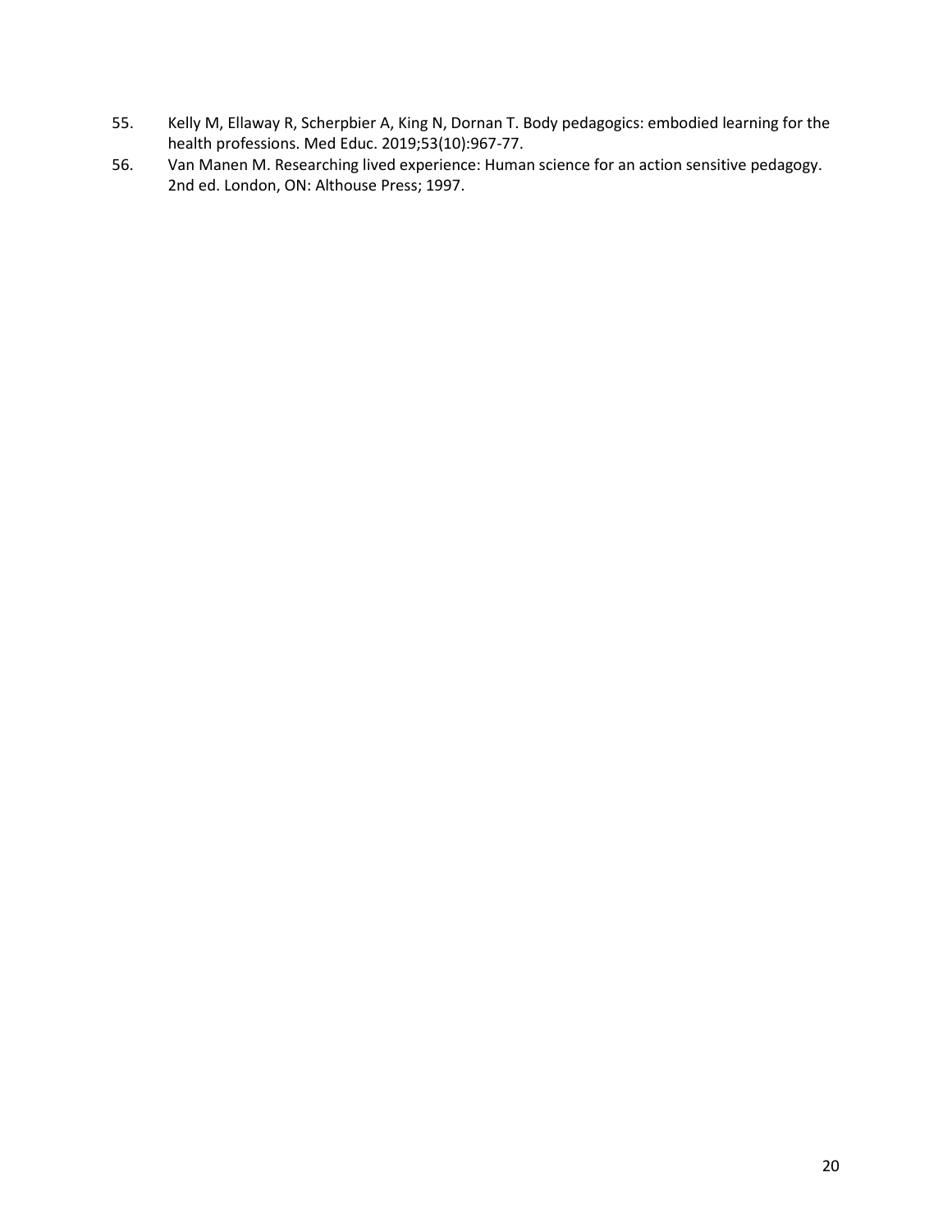55. Kelly M, Ellaway R, Scherpbier A, King N, Dornan T. Body pedagogics: embodied learning for the health professions. Med Educ. 2019;53(10):967-77.
56. Van Manen M. Researching lived experience: Human science for an action sensitive pedagogy. 2nd ed. London, ON: Althouse Press; 1997.